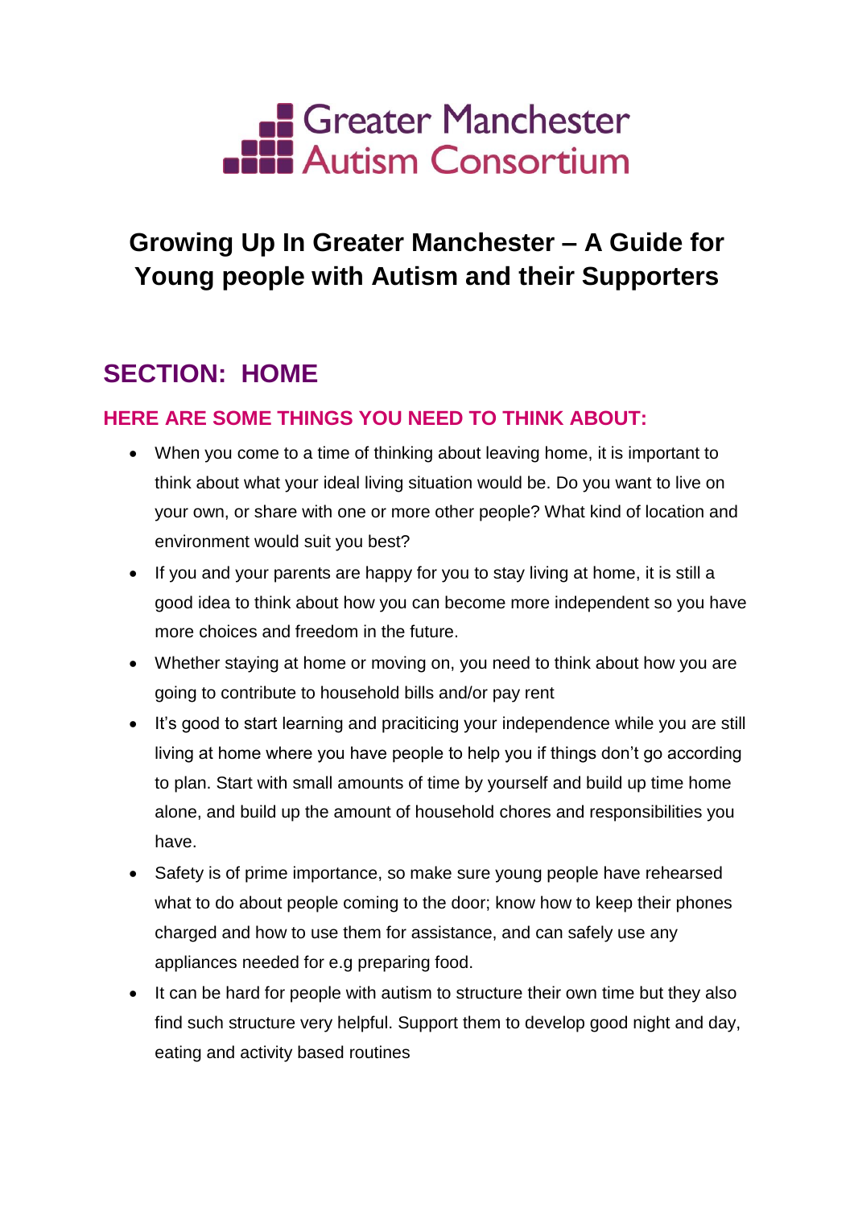Greater Manchester Autism Consortium

# Growing Up In Greater Manchester – A Guide for Young people with Autism and their Supporters

## SECTION: HOME

### HERE ARE SOME THINGS YOU NEED TO THINK ABOUT:

- When you come to a time of thinking about leaving home, it is important to think about what your ideal living situation would be. Do you want to live on your own, or share with one or more other people? What kind of location and environment would suit you best?
- If you and your parents are happy for you to stay living at home, it is still a good idea to think about how you can become more independent so you have more choices and freedom in the future.
- Whether staying at home or moving on, you need to think about how you are going to contribute to household bills and/or pay rent
- It's good to start learning and praciticing your independence while you are still living at home where you have people to help you if things don't go according to plan. Start with small amounts of time by yourself and build up time home alone, and build up the amount of household chores and responsibilities you have.
- Safety is of prime importance, so make sure young people have rehearsed what to do about people coming to the door; know how to keep their phones charged and how to use them for assistance, and can safely use any appliances needed for e.g preparing food.
- It can be hard for people with autism to structure their own time but they also find such structure very helpful. Support them to develop good night and day, eating and activity based routines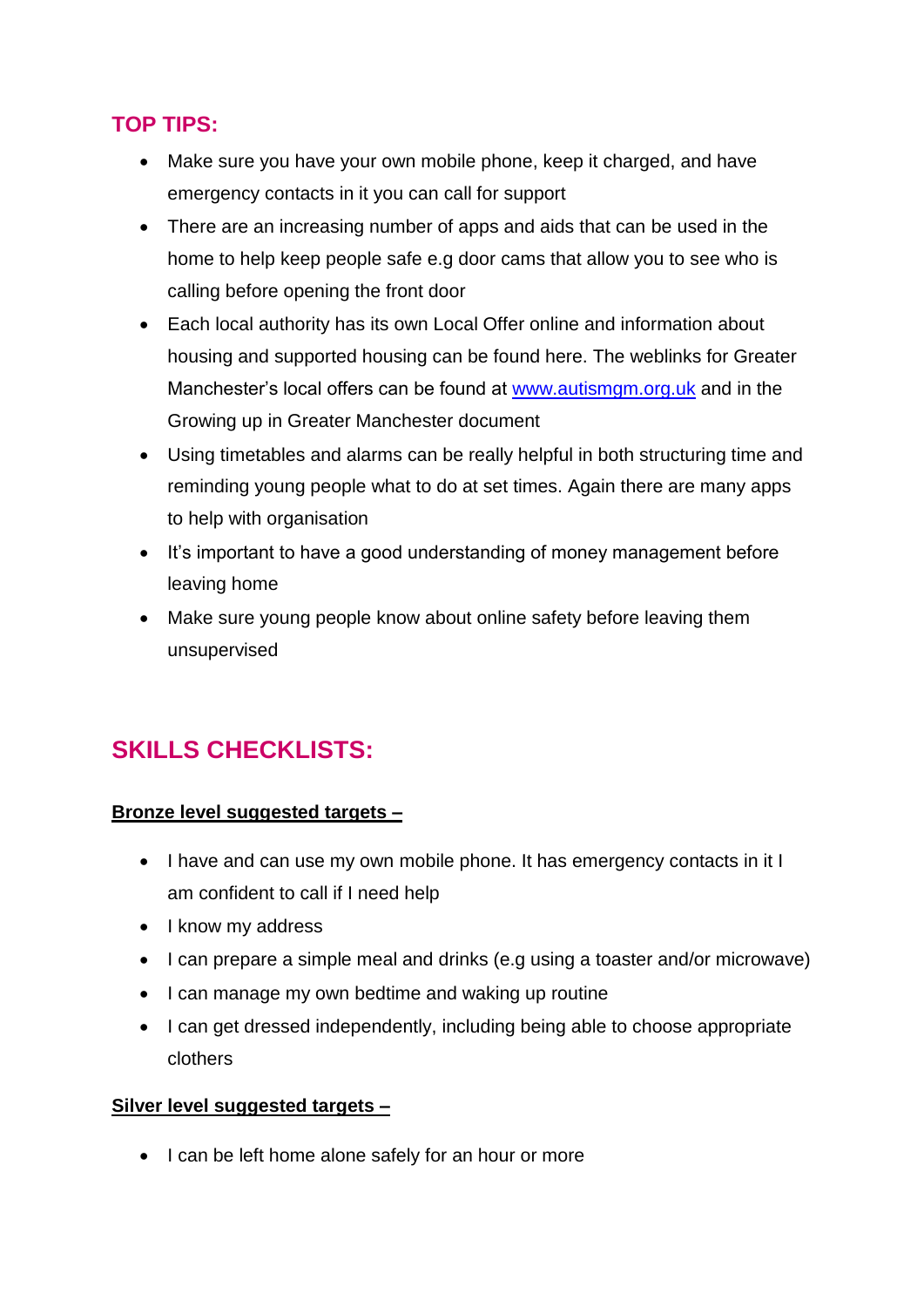## TOP TIPS:

- Make sure you have your own mobile phone, keep it charged, and have emergency contacts in it you can call for support
- There are an increasing number of apps and aids that can be used in the home to help keep people safe e.g door cams that allow you to see who is calling before opening the front door
- Each local authority has its own Local Offer online and information about housing and supported housing can be found here. The weblinks for Greater Manchester's local offers can be found at [www.autismgm.org.uk](http://www.autismgm.org.uk) and in the Growing up in Greater Manchester document
- Using timetables and alarms can be really helpful in both structuring time and reminding young people what to do at set times. Again there are many apps to help with organisation
- It's important to have a good understanding of money management before leaving home
- Make sure young people know about online safety before leaving them unsupervised

## SKILLS CHECKLISTS:

### Bronze level suggested targets –

- I have and can use my own mobile phone. It has emergency contacts in it I am confident to call if I need help
- I know my address
- I can prepare a simple meal and drinks (e.g using a toaster and/or microwave)
- I can manage my own bedtime and waking up routine
- I can get dressed independently, including being able to choose appropriate clothers

### Silver level suggested targets –

- I can be left home alone safely for an hour or more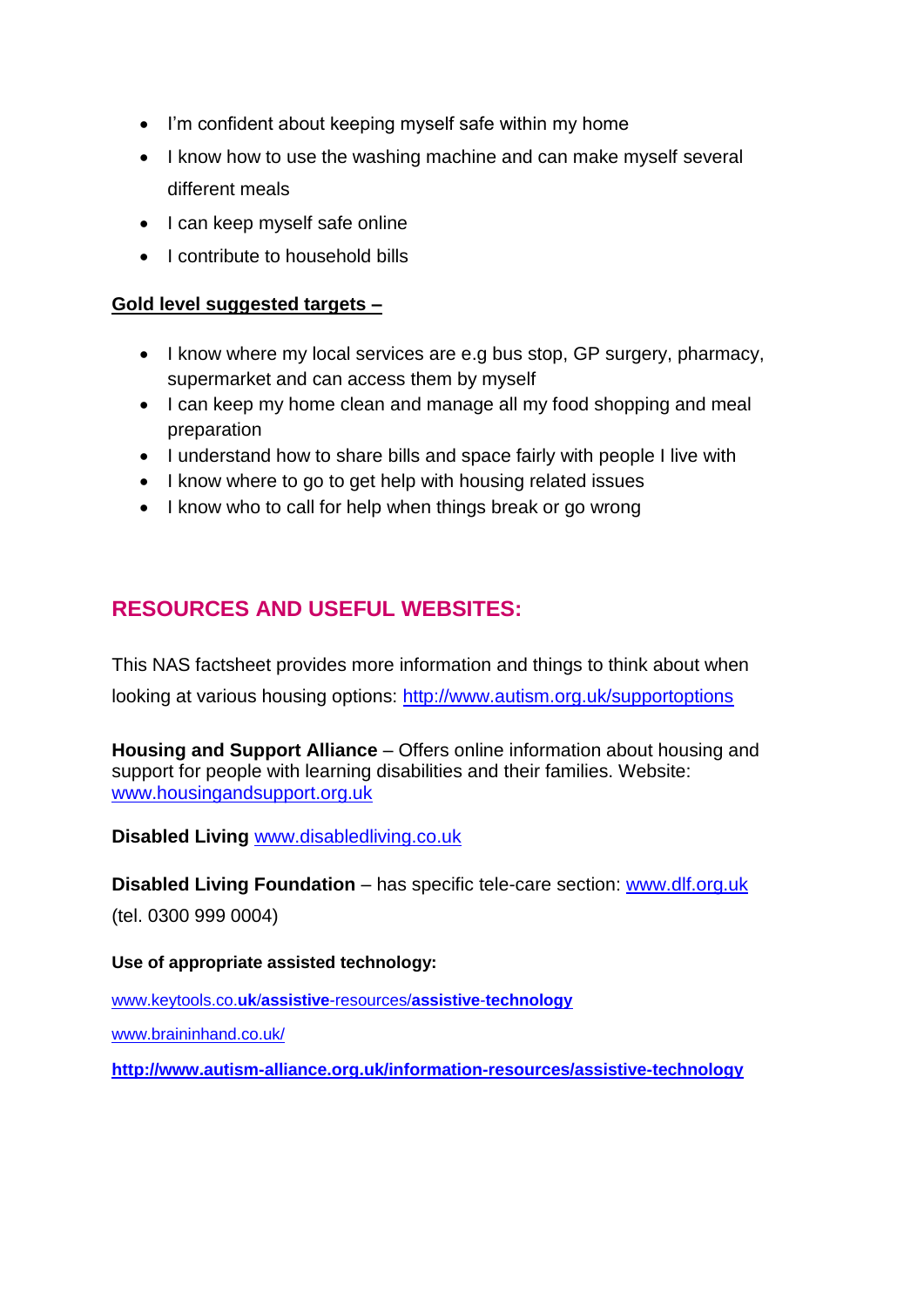- I'm confident about keeping myself safe within my home
- I know how to use the washing machine and can make myself several different meals
- I can keep myself safe online
- I contribute to household bills

**Gold level suggested targets –**

- I know where my local services are e.g bus stop, GP surgery, pharmacy, supermarket and can access them by myself
- I can keep my home clean and manage all my food shopping and meal preparation
- I understand how to share bills and space fairly with people I live with
- I know where to go to get help with housing related issues
- I know who to call for help when things break or go wrong

## RESOURCES AND USEFUL WEBSITES:

This NAS factsheet provides more information and things to think about when looking at various housing options: http://www.autism.org.uk/supportoptions

**Housing and Support Alliance** – Offers online information about housing and support for people with learning disabilities and their families. Website: www.housingandsupport.org.uk

**Disabled Living** www.disabledliving.co.uk

**Disabled Living Foundation** – has specific tele-care section: www.dlf.org.uk (tel. 0300 999 0004)

**Use of appropriate assisted technology:**

www.keytools.co.uk/assistive-resources/assistive-technology

www.braininhand.co.uk/

http://www.autism-alliance.org.uk/information-resources/assistive-technology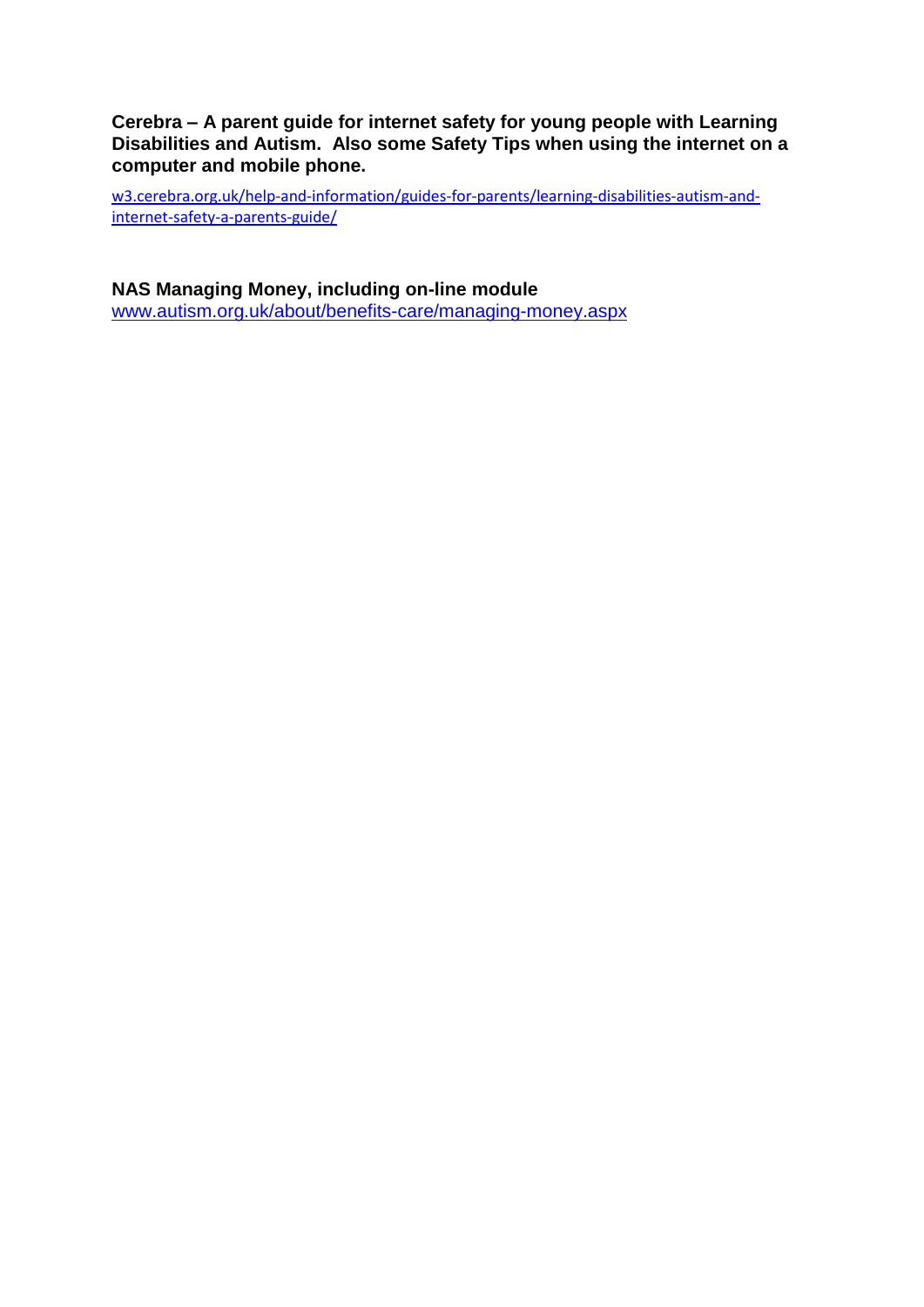**Cerebra – A parent guide for internet safety for young people with Learning Disabilities and Autism. Also some Safety Tips when using the internet on a computer and mobile phone.**

w3.cerebra.org.uk/help-and-information/guides-for-parents/learning-disabilities-autism-and-internet-safety-a-parents-guide/

**NAS Managing Money, including on-line module**

www.autism.org.uk/about/benefits-care/managing-money.aspx